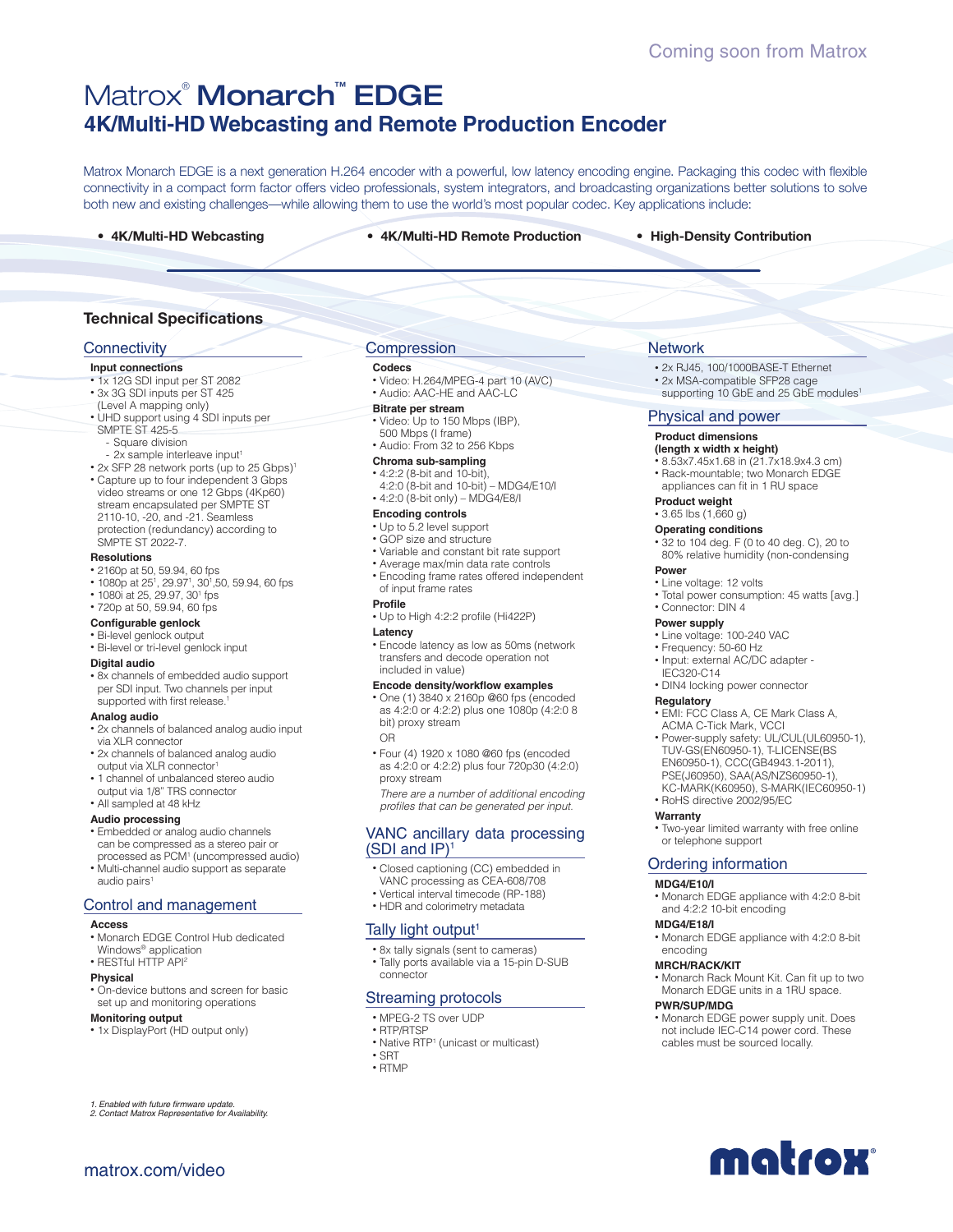Coming soon from Matrox

# Matrox® Monarch™ EDGE

## 4K/Multi-HD Webcasting and Remote Production Encoder

Matrox Monarch EDGE is a next generation H.264 encoder with a powerful, low latency encoding engine. Packaging this codec with flexible connectivity in a compact form factor offers video professionals, system integrators, and broadcasting organizations better solutions to solve both new and existing challenges—while allowing them to use the world's most popular codec. Key applications include:

- **4K/Multi-HD Webcasting**
- **4K/Multi-HD Remote Production**
- **High-Density Contribution**

## Technical Specifications

### Connectivity

**Input connections**

- 1x 12G SDI input per ST 2082
- 3x 3G SDI inputs per ST 425 (Level A mapping only)
- UHD support using 4 SDI inputs per SMPTE ST 425-5
  - Square division
  - 2x sample interleave input[1]
- 2x SFP 28 network ports (up to 25 Gbps)[1]
- Capture up to four independent 3 Gbps video streams or one 12 Gbps (4Kp60) stream encapsulated per SMPTE ST 2110-10, -20, and -21. Seamless protection (redundancy) according to SMPTE ST 2022-7.

**Resolutions**

- 2160p at 50, 59.94, 60 fps
- 1080p at 25[1], 29.97[1], 30[1],50, 59.94, 60 fps
- 1080i at 25, 29.97, 30[1] fps
- 720p at 50, 59.94, 60 fps

**Configurable genlock**

- Bi-level genlock output
- Bi-level or tri-level genlock input

**Digital audio**

- 8x channels of embedded audio support per SDI input. Two channels per input supported with first release.[1]

**Analog audio**

- 2x channels of balanced analog audio input via XLR connector
- 2x channels of balanced analog audio output via XLR connector[1]
- 1 channel of unbalanced stereo audio output via 1/8" TRS connector
- All sampled at 48 kHz

**Audio processing**

- Embedded or analog audio channels can be compressed as a stereo pair or processed as PCM[1] (uncompressed audio)
- Multi-channel audio support as separate audio pairs[1]

### Control and management

**Access**

- Monarch EDGE Control Hub dedicated Windows® application
- RESTful HTTP API[2]

**Physical**

- On-device buttons and screen for basic set up and monitoring operations

**Monitoring output**

- 1x DisplayPort (HD output only)

### Compression

**Codecs**

- Video: H.264/MPEG-4 part 10 (AVC)
- Audio: AAC-HE and AAC-LC

**Bitrate per stream**

- Video: Up to 150 Mbps (IBP), 500 Mbps (I frame)
- Audio: From 32 to 256 Kbps

**Chroma sub-sampling**

- 4:2:2 (8-bit and 10-bit), 4:2:0 (8-bit and 10-bit) – MDG4/E10/I
- 4:2:0 (8-bit only) – MDG4/E8/I

**Encoding controls**

- Up to 5.2 level support
- GOP size and structure
- Variable and constant bit rate support
- Average max/min data rate controls
- Encoding frame rates offered independent of input frame rates

**Profile**

- Up to High 4:2:2 profile (Hi422P)

**Latency**

- Encode latency as low as 50ms (network transfers and decode operation not included in value)

**Encode density/workflow examples**

- One (1) 3840 x 2160p @60 fps (encoded as 4:2:0 or 4:2:2) plus one 1080p (4:2:0 8 bit) proxy stream

  OR

- Four (4) 1920 x 1080 @60 fps (encoded as 4:2:0 or 4:2:2) plus four 720p30 (4:2:0) proxy stream

  *There are a number of additional encoding profiles that can be generated per input.*

### VANC ancillary data processing (SDI and IP)[1]

- Closed captioning (CC) embedded in VANC processing as CEA-608/708
- Vertical interval timecode (RP-188)
- HDR and colorimetry metadata

### Tally light output[1]

- 8x tally signals (sent to cameras)
- Tally ports available via a 15-pin D-SUB connector

### Streaming protocols

- MPEG-2 TS over UDP
- RTP/RTSP
- Native RTP[1] (unicast or multicast)
- SRT
- RTMP

### Network

- 2x RJ45, 100/1000BASE-T Ethernet
- 2x MSA-compatible SFP28 cage supporting 10 GbE and 25 GbE modules[1]

### Physical and power

**Product dimensions (length x width x height)**

- 8.53x7.45x1.68 in (21.7x18.9x4.3 cm)
- Rack-mountable; two Monarch EDGE appliances can fit in 1 RU space

**Product weight**

- 3.65 lbs (1,660 g)

**Operating conditions**

- 32 to 104 deg. F (0 to 40 deg. C), 20 to 80% relative humidity (non-condensing

**Power**

- Line voltage: 12 volts
- Total power consumption: 45 watts [avg.]
- Connector: DIN 4

**Power supply**

- Line voltage: 100-240 VAC
- Frequency: 50-60 Hz
- Input: external AC/DC adapter - IEC320-C14
- DIN4 locking power connector

**Regulatory**

- EMI: FCC Class A, CE Mark Class A, ACMA C-Tick Mark, VCCI
- Power-supply safety: UL/CUL(UL60950-1), TUV-GS(EN60950-1), T-LICENSE(BS EN60950-1), CCC(GB4943.1-2011), PSE(J60950), SAA(AS/NZS60950-1), KC-MARK(K60950), S-MARK(IEC60950-1)
- RoHS directive 2002/95/EC

**Warranty**

- Two-year limited warranty with free online or telephone support

### Ordering information

**MDG4/E10/I**

- Monarch EDGE appliance with 4:2:0 8-bit and 4:2:2 10-bit encoding

**MDG4/E18/I**

- Monarch EDGE appliance with 4:2:0 8-bit encoding

**MRCH/RACK/KIT**

- Monarch Rack Mount Kit. Can fit up to two Monarch EDGE units in a 1RU space.

**PWR/SUP/MDG**

- Monarch EDGE power supply unit. Does not include IEC-C14 power cord. These cables must be sourced locally.

*1. Enabled with future firmware update.*
*2. Contact Matrox Representative for Availability.*

matrox.com/video

matrox®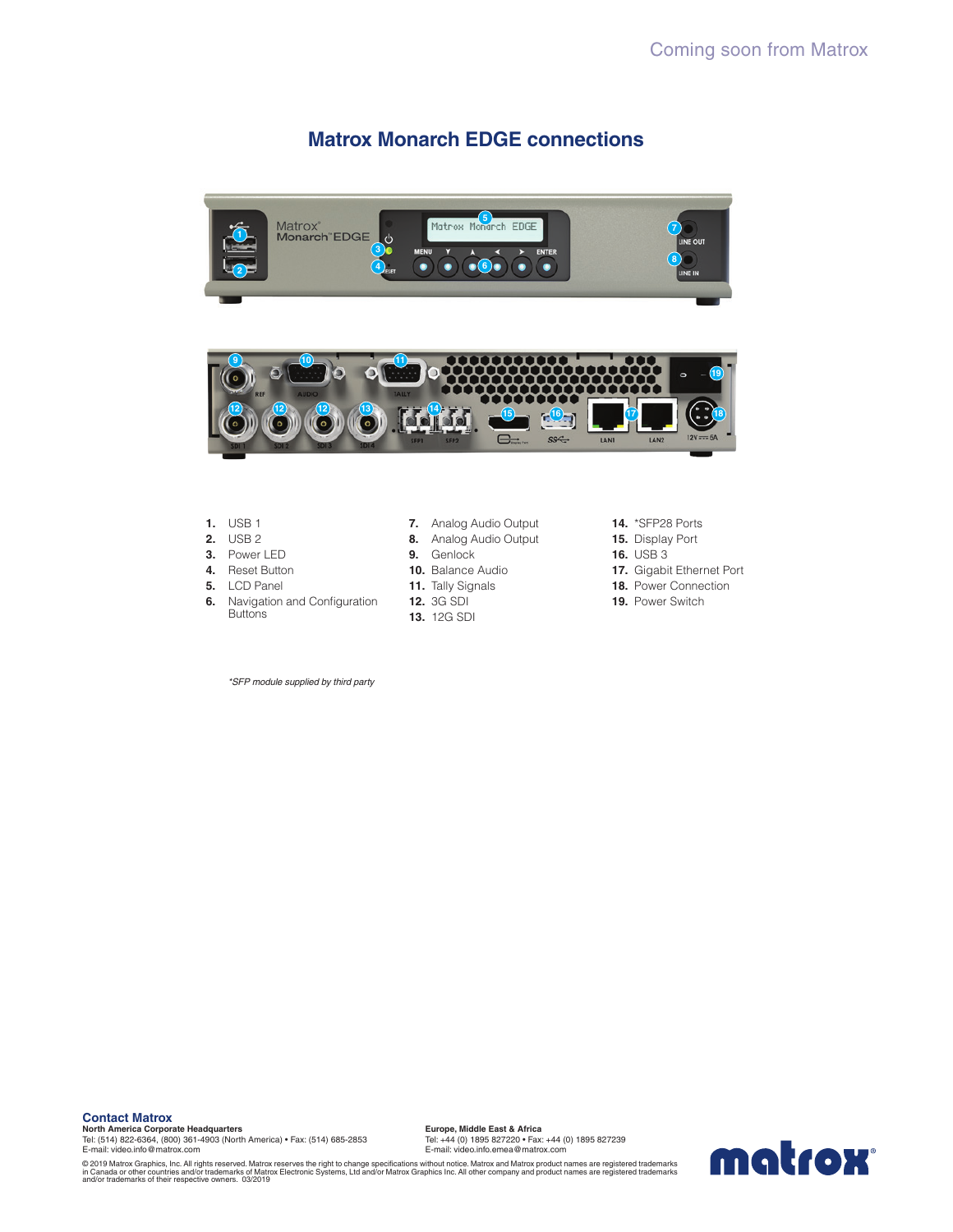Coming soon from Matrox

## Matrox Monarch EDGE connections

1. USB 1
2. USB 2
3. Power LED
4. Reset Button
5. LCD Panel
6. Navigation and Configuration Buttons
7. Analog Audio Output
8. Analog Audio Output
9. Genlock
10. Balance Audio
11. Tally Signals
12. 3G SDI
13. 12G SDI
14. *SFP28 Ports
15. Display Port
16. USB 3
17. Gigabit Ethernet Port
18. Power Connection
19. Power Switch

*\*SFP module supplied by third party*

**Contact Matrox**

**North America Corporate Headquarters**
Tel: (514) 822-6364, (800) 361-4903 (North America) • Fax: (514) 685-2853
E-mail: video.info@matrox.com

**Europe, Middle East & Africa**
Tel: +44 (0) 1895 827220 • Fax: +44 (0) 1895 827239
E-mail: video.info.emea@matrox.com

© 2019 Matrox Graphics, Inc. All rights reserved. Matrox reserves the right to change specifications without notice. Matrox and Matrox product names are registered trademarks in Canada or other countries and/or trademarks of Matrox Electronic Systems, Ltd and/or Matrox Graphics Inc. All other company and product names are registered trademarks and/or trademarks of their respective owners. 03/2019

matrox®